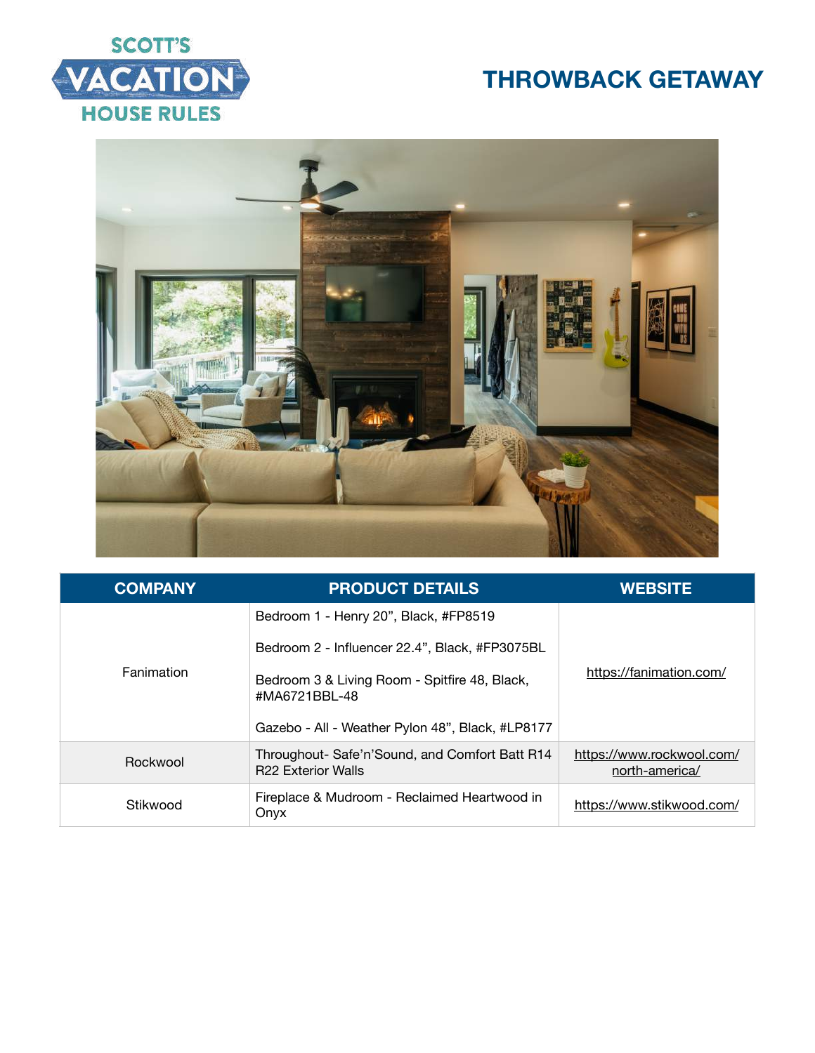# THROWBACK GETAWAY

| COMPANY | PRODUCT DETAILS | WEBSITE |
|---|---|---|
| Fanimation | Bedroom 1 - Henry 20", Black, #FP8519<br><br>Bedroom 2 - Influencer 22.4", Black, #FP3075BL<br><br>Bedroom 3 & Living Room - Spitfire 48, Black, #MA6721BBL-48<br><br>Gazebo - All - Weather Pylon 48", Black, #LP8177 | https://fanimation.com/ |
| Rockwool | Throughout- Safe'n'Sound, and Comfort Batt R14 R22 Exterior Walls | https://www.rockwool.com/north-america/ |
| Stikwood | Fireplace & Mudroom - Reclaimed Heartwood in Onyx | https://www.stikwood.com/ |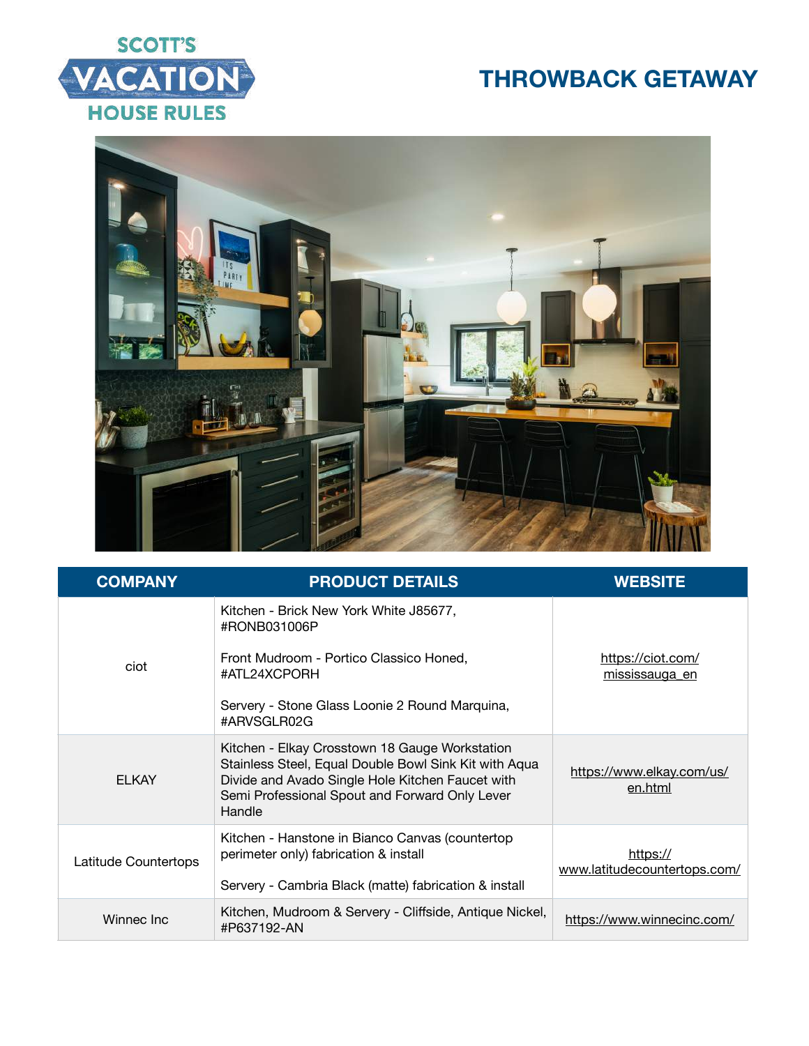SCOTT'S VACATION HOUSE RULES

# THROWBACK GETAWAY

| COMPANY | PRODUCT DETAILS | WEBSITE |
|---|---|---|
| ciot | Kitchen - Brick New York White J85677, #RONB031006P<br><br>Front Mudroom - Portico Classico Honed, #ATL24XCPORH<br><br>Servery - Stone Glass Loonie 2 Round Marquina, #ARVSGLR02G | https://ciot.com/mississauga_en |
| ELKAY | Kitchen - Elkay Crosstown 18 Gauge Workstation Stainless Steel, Equal Double Bowl Sink Kit with Aqua Divide and Avado Single Hole Kitchen Faucet with Semi Professional Spout and Forward Only Lever Handle | https://www.elkay.com/us/en.html |
| Latitude Countertops | Kitchen - Hanstone in Bianco Canvas (countertop perimeter only) fabrication & install<br><br>Servery - Cambria Black (matte) fabrication & install | https://www.latitudecountertops.com/ |
| Winnec Inc | Kitchen, Mudroom & Servery - Cliffside, Antique Nickel, #P637192-AN | https://www.winnecinc.com/ |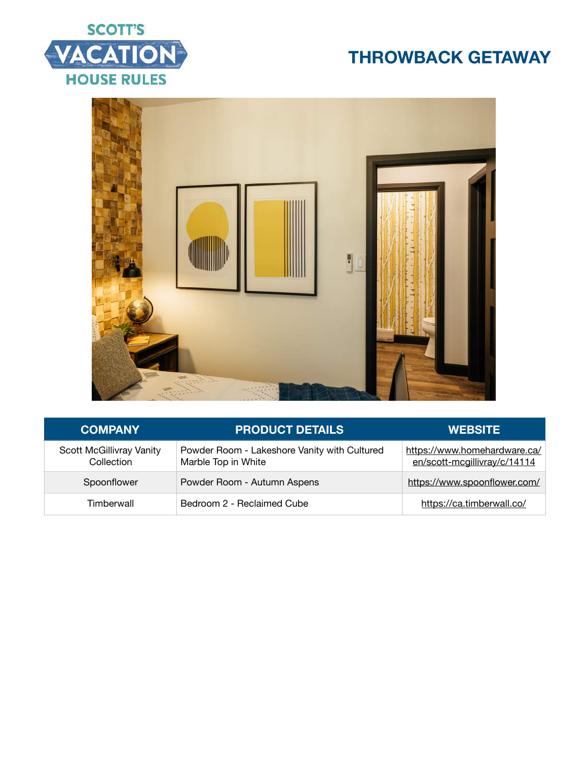# THROWBACK GETAWAY

| COMPANY | PRODUCT DETAILS | WEBSITE |
|---|---|---|
| Scott McGillivray Vanity Collection | Powder Room - Lakeshore Vanity with Cultured Marble Top in White | https://www.homehardware.ca/en/scott-mcgillivray/c/14114 |
| Spoonflower | Powder Room - Autumn Aspens | https://www.spoonflower.com/ |
| Timberwall | Bedroom 2 - Reclaimed Cube | https://ca.timberwall.co/ |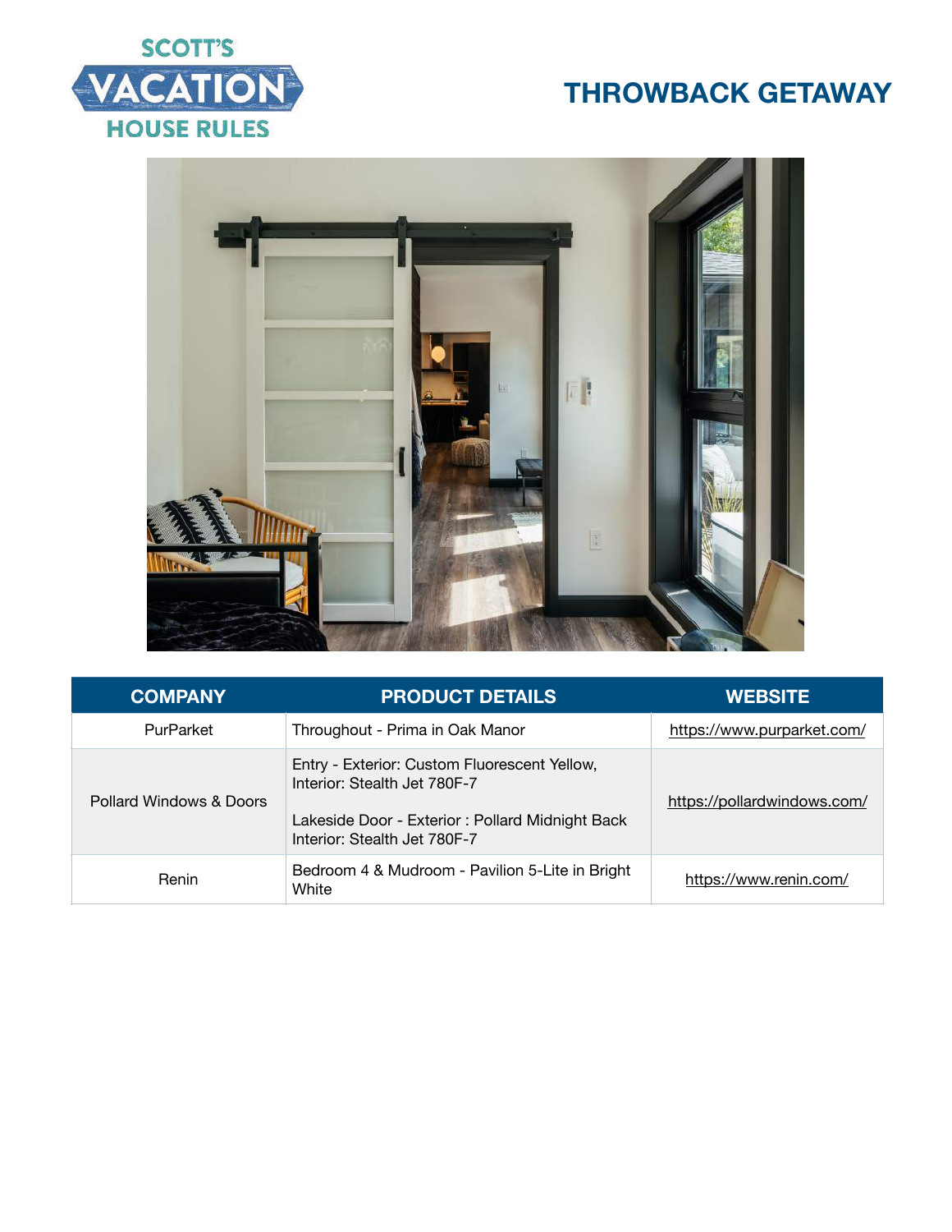SCOTT'S VACATION HOUSE RULES

# THROWBACK GETAWAY

| COMPANY | PRODUCT DETAILS | WEBSITE |
| --- | --- | --- |
| PurParket | Throughout - Prima in Oak Manor | https://www.purparket.com/ |
| Pollard Windows & Doors | Entry - Exterior: Custom Fluorescent Yellow, Interior: Stealth Jet 780F-7<br><br>Lakeside Door - Exterior : Pollard Midnight Back Interior: Stealth Jet 780F-7 | https://pollardwindows.com/ |
| Renin | Bedroom 4 & Mudroom - Pavilion 5-Lite in Bright White | https://www.renin.com/ |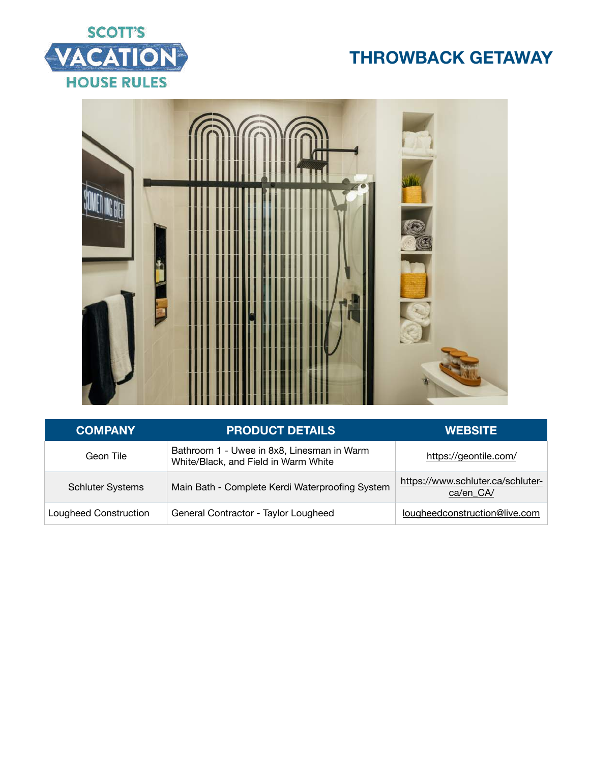# THROWBACK GETAWAY

| COMPANY | PRODUCT DETAILS | WEBSITE |
|---|---|---|
| Geon Tile | Bathroom 1 - Uwee in 8x8, Linesman in Warm White/Black, and Field in Warm White | https://geontile.com/ |
| Schluter Systems | Main Bath - Complete Kerdi Waterproofing System | https://www.schluter.ca/schluter-ca/en_CA/ |
| Lougheed Construction | General Contractor - Taylor Lougheed | lougheedconstruction@live.com |